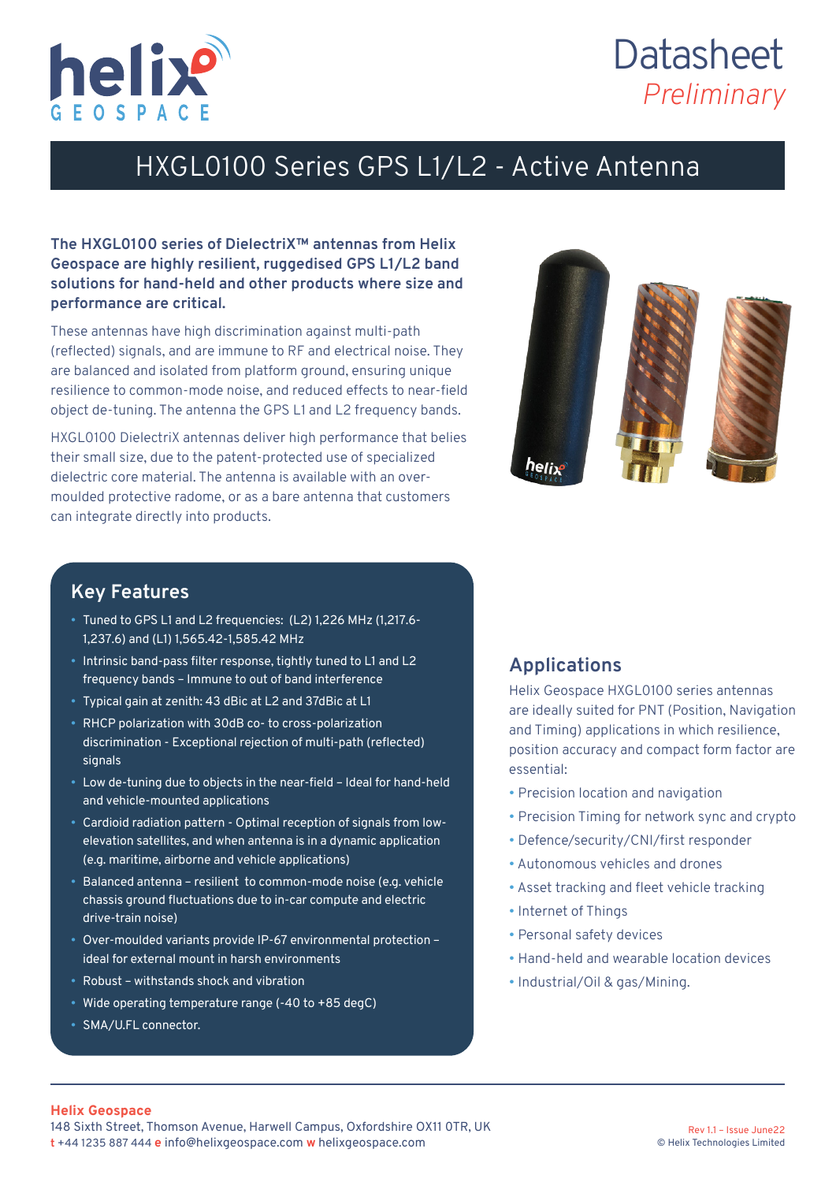# Datasheet

*Preliminary*

# HXGL0100 Series GPS L1/L2 - Active Antenna

**The HXGL0100 series of DielectriX™ antennas from Helix Geospace are highly resilient, ruggedised GPS L1/L2 band solutions for hand-held and other products where size and performance are critical.**

These antennas have high discrimination against multi-path (reflected) signals, and are immune to RF and electrical noise. They are balanced and isolated from platform ground, ensuring unique resilience to common-mode noise, and reduced effects to near-field object de-tuning. The antenna the GPS L1 and L2 frequency bands.

HXGL0100 DielectriX antennas deliver high performance that belies their small size, due to the patent-protected use of specialized dielectric core material. The antenna is available with an over-moulded protective radome, or as a bare antenna that customers can integrate directly into products.

## Key Features

- Tuned to GPS L1 and L2 frequencies: (L2) 1,226 MHz (1,217.6-1,237.6) and (L1) 1,565.42-1,585.42 MHz
- Intrinsic band-pass filter response, tightly tuned to L1 and L2 frequency bands – Immune to out of band interference
- Typical gain at zenith: 43 dBic at L2 and 37dBic at L1
- RHCP polarization with 30dB co- to cross-polarization discrimination - Exceptional rejection of multi-path (reflected) signals
- Low de-tuning due to objects in the near-field – Ideal for hand-held and vehicle-mounted applications
- Cardioid radiation pattern - Optimal reception of signals from low-elevation satellites, and when antenna is in a dynamic application (e.g. maritime, airborne and vehicle applications)
- Balanced antenna – resilient to common-mode noise (e.g. vehicle chassis ground fluctuations due to in-car compute and electric drive-train noise)
- Over-moulded variants provide IP-67 environmental protection – ideal for external mount in harsh environments
- Robust – withstands shock and vibration
- Wide operating temperature range (-40 to +85 degC)
- SMA/U.FL connector.

## Applications

Helix Geospace HXGL0100 series antennas are ideally suited for PNT (Position, Navigation and Timing) applications in which resilience, position accuracy and compact form factor are essential:

- Precision location and navigation
- Precision Timing for network sync and crypto
- Defence/security/CNI/first responder
- Autonomous vehicles and drones
- Asset tracking and fleet vehicle tracking
- Internet of Things
- Personal safety devices
- Hand-held and wearable location devices
- Industrial/Oil & gas/Mining.

**Helix Geospace**
148 Sixth Street, Thomson Avenue, Harwell Campus, Oxfordshire OX11 0TR, UK
**t** +44 1235 887 444 **e** info@helixgeospace.com **w** helixgeospace.com

Rev 1.1 – Issue June22
© Helix Technologies Limited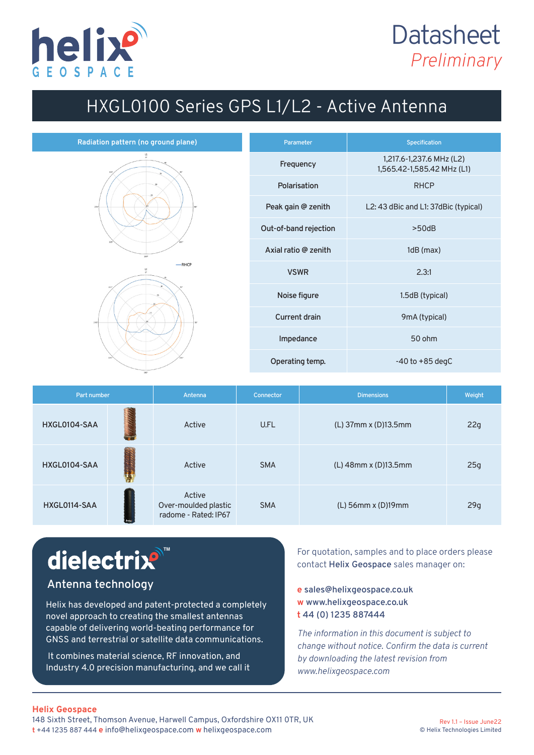# Datasheet

*Preliminary*

## HXGL0100 Series GPS L1/L2 - Active Antenna

**Radiation pattern (no ground plane)**

L1

RHCP

L2

| Parameter | Specification |
|---|---|
| Frequency | 1,217.6-1,237.6 MHz (L2) 1,565.42-1,585.42 MHz (L1) |
| Polarisation | RHCP |
| Peak gain @ zenith | L2: 43 dBic and L1: 37dBic (typical) |
| Out-of-band rejection | >50dB |
| Axial ratio @ zenith | 1dB (max) |
| VSWR | 2.3:1 |
| Noise figure | 1.5dB (typical) |
| Current drain | 9mA (typical) |
| Impedance | 50 ohm |
| Operating temp. | -40 to +85 degC |

| Part number | | Antenna | Connector | Dimensions | Weight |
|---|---|---|---|---|---|
| HXGL0104-SAA | | Active | U.FL | (L) 37mm x (D)13.5mm | 22g |
| HXGL0104-SAA | | Active | SMA | (L) 48mm x (D)13.5mm | 25g |
| HXGL0114-SAA | | Active Over-moulded plastic radome - Rated: IP67 | SMA | (L) 56mm x (D)19mm | 29g |

## dielectrix™

### Antenna technology

Helix has developed and patent-protected a completely novel approach to creating the smallest antennas capable of delivering world-beating performance for GNSS and terrestrial or satellite data communications.

It combines material science, RF innovation, and Industry 4.0 precision manufacturing, and we call it

For quotation, samples and to place orders please contact **Helix Geospace** sales manager on:

**e** sales@helixgeospace.co.uk
**w** www.helixgeospace.co.uk
**t** 44 (0) 1235 887444

*The information in this document is subject to change without notice. Confirm the data is current by downloading the latest revision from www.helixgeospace.com*

**Helix Geospace**
148 Sixth Street, Thomson Avenue, Harwell Campus, Oxfordshire OX11 0TR, UK
**t** +44 1235 887 444 **e** info@helixgeospace.com **w** helixgeospace.com

Rev 1.1 – Issue June22
© Helix Technologies Limited